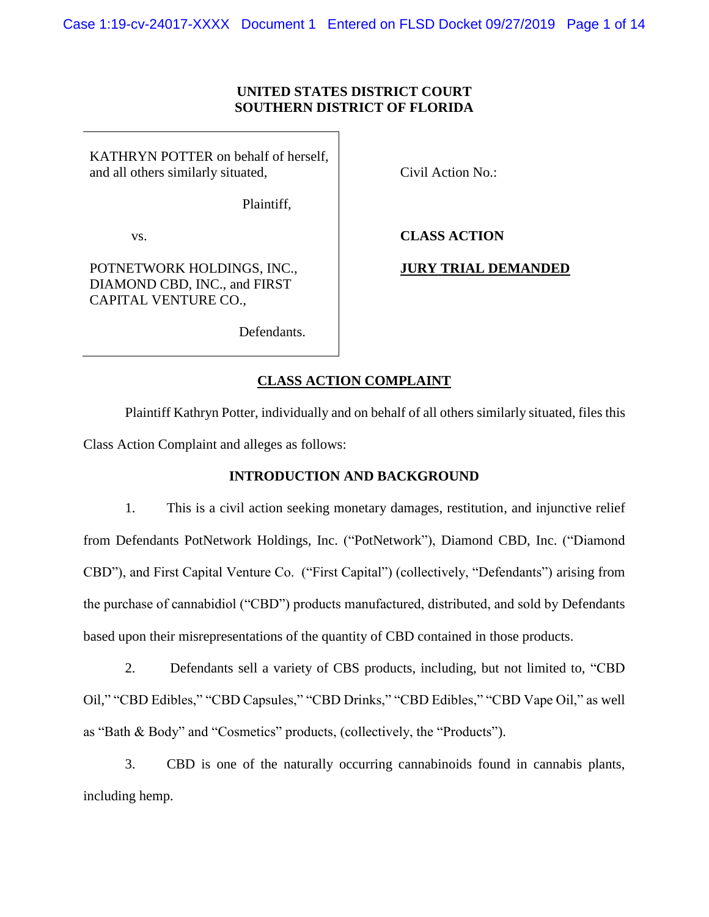**UNITED STATES DISTRICT COURT**
**SOUTHERN DISTRICT OF FLORIDA**

| | |
|---|---|
| KATHRYN POTTER on behalf of herself, and all others similarly situated,<br><br>Plaintiff,<br><br>vs.<br><br>POTNETWORK HOLDINGS, INC., DIAMOND CBD, INC., and FIRST CAPITAL VENTURE CO.,<br><br>Defendants. | Civil Action No.:<br><br>**CLASS ACTION**<br><br>**JURY TRIAL DEMANDED** |

## CLASS ACTION COMPLAINT

Plaintiff Kathryn Potter, individually and on behalf of all others similarly situated, files this Class Action Complaint and alleges as follows:

### INTRODUCTION AND BACKGROUND

1. This is a civil action seeking monetary damages, restitution, and injunctive relief from Defendants PotNetwork Holdings, Inc. ("PotNetwork"), Diamond CBD, Inc. ("Diamond CBD"), and First Capital Venture Co. ("First Capital") (collectively, "Defendants") arising from the purchase of cannabidiol ("CBD") products manufactured, distributed, and sold by Defendants based upon their misrepresentations of the quantity of CBD contained in those products.

2. Defendants sell a variety of CBS products, including, but not limited to, "CBD Oil," "CBD Edibles," "CBD Capsules," "CBD Drinks," "CBD Edibles," "CBD Vape Oil," as well as "Bath & Body" and "Cosmetics" products, (collectively, the "Products").

3. CBD is one of the naturally occurring cannabinoids found in cannabis plants, including hemp.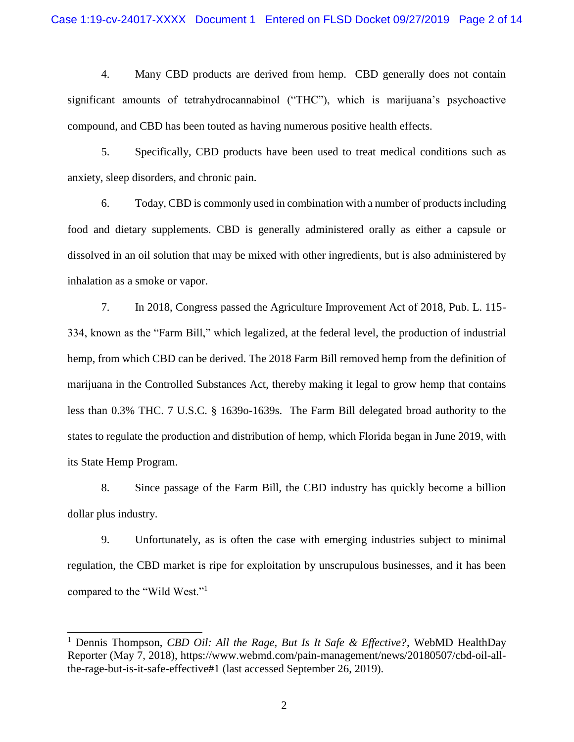4. Many CBD products are derived from hemp. CBD generally does not contain significant amounts of tetrahydrocannabinol ("THC"), which is marijuana's psychoactive compound, and CBD has been touted as having numerous positive health effects.

5. Specifically, CBD products have been used to treat medical conditions such as anxiety, sleep disorders, and chronic pain.

6. Today, CBD is commonly used in combination with a number of products including food and dietary supplements. CBD is generally administered orally as either a capsule or dissolved in an oil solution that may be mixed with other ingredients, but is also administered by inhalation as a smoke or vapor.

7. In 2018, Congress passed the Agriculture Improvement Act of 2018, Pub. L. 115-334, known as the "Farm Bill," which legalized, at the federal level, the production of industrial hemp, from which CBD can be derived. The 2018 Farm Bill removed hemp from the definition of marijuana in the Controlled Substances Act, thereby making it legal to grow hemp that contains less than 0.3% THC. 7 U.S.C. § 1639o-1639s. The Farm Bill delegated broad authority to the states to regulate the production and distribution of hemp, which Florida began in June 2019, with its State Hemp Program.

8. Since passage of the Farm Bill, the CBD industry has quickly become a billion dollar plus industry.

9. Unfortunately, as is often the case with emerging industries subject to minimal regulation, the CBD market is ripe for exploitation by unscrupulous businesses, and it has been compared to the "Wild West."[1]

---

[1] Dennis Thompson, *CBD Oil: All the Rage, But Is It Safe & Effective?*, WebMD HealthDay Reporter (May 7, 2018), https://www.webmd.com/pain-management/news/20180507/cbd-oil-all-the-rage-but-is-it-safe-effective#1 (last accessed September 26, 2019).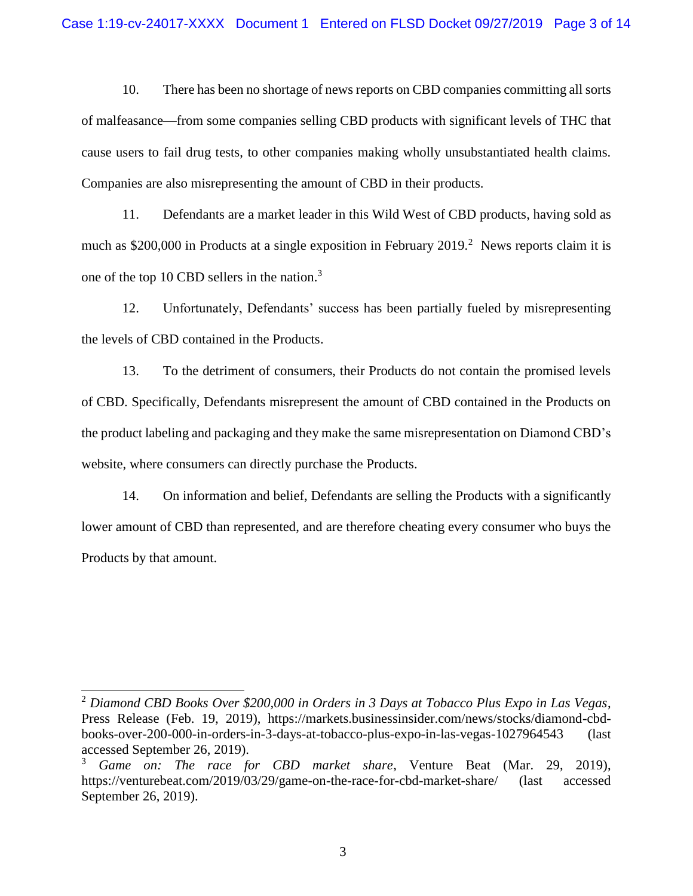10. There has been no shortage of news reports on CBD companies committing all sorts of malfeasance—from some companies selling CBD products with significant levels of THC that cause users to fail drug tests, to other companies making wholly unsubstantiated health claims. Companies are also misrepresenting the amount of CBD in their products.

11. Defendants are a market leader in this Wild West of CBD products, having sold as much as $200,000 in Products at a single exposition in February 2019.[2] News reports claim it is one of the top 10 CBD sellers in the nation.[3]

12. Unfortunately, Defendants' success has been partially fueled by misrepresenting the levels of CBD contained in the Products.

13. To the detriment of consumers, their Products do not contain the promised levels of CBD. Specifically, Defendants misrepresent the amount of CBD contained in the Products on the product labeling and packaging and they make the same misrepresentation on Diamond CBD's website, where consumers can directly purchase the Products.

14. On information and belief, Defendants are selling the Products with a significantly lower amount of CBD than represented, and are therefore cheating every consumer who buys the Products by that amount.

---

[2] *Diamond CBD Books Over $200,000 in Orders in 3 Days at Tobacco Plus Expo in Las Vegas*, Press Release (Feb. 19, 2019), https://markets.businessinsider.com/news/stocks/diamond-cbd-books-over-200-000-in-orders-in-3-days-at-tobacco-plus-expo-in-las-vegas-1027964543 (last accessed September 26, 2019).

[3] *Game on: The race for CBD market share*, Venture Beat (Mar. 29, 2019), https://venturebeat.com/2019/03/29/game-on-the-race-for-cbd-market-share/ (last accessed September 26, 2019).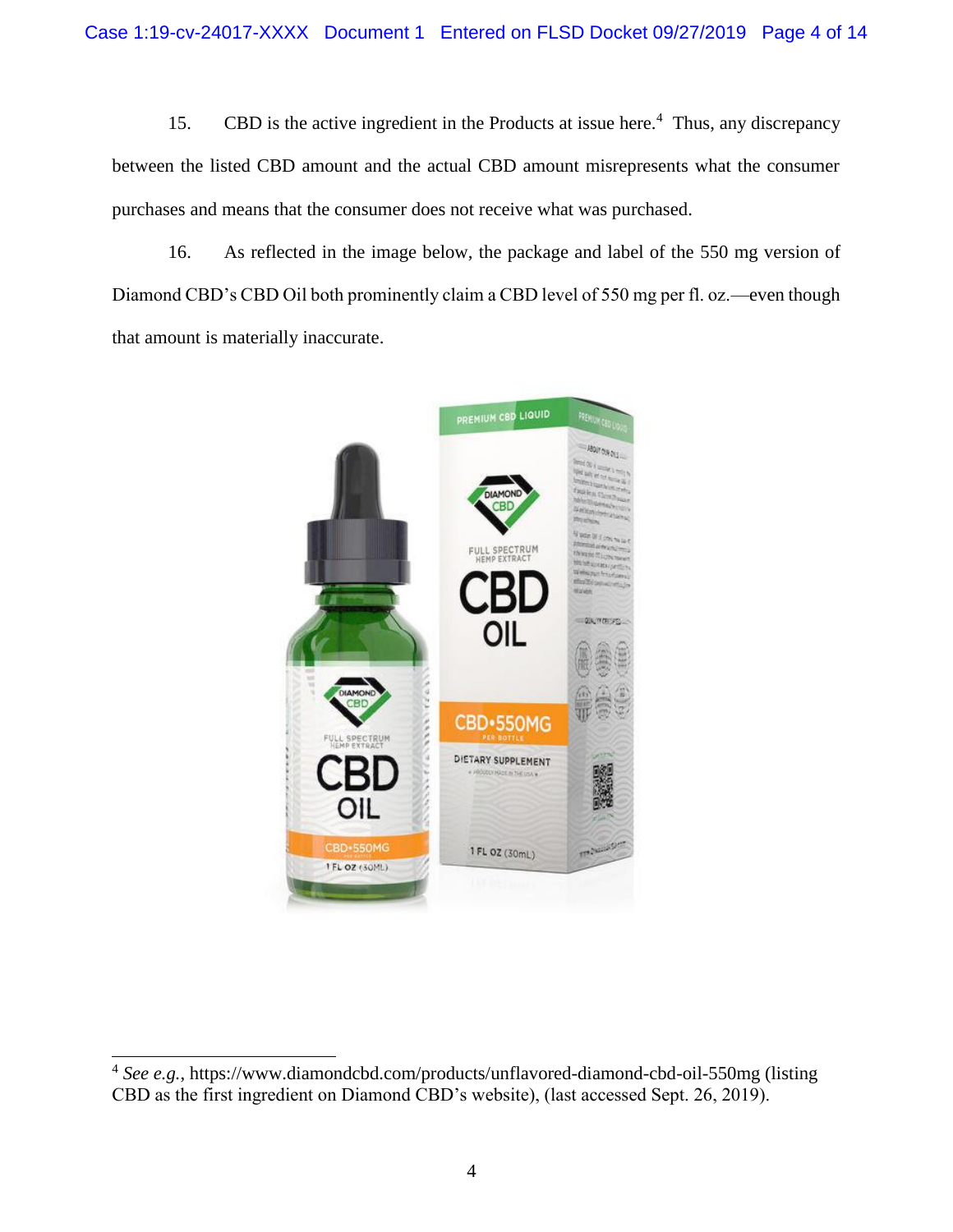15. CBD is the active ingredient in the Products at issue here.[4] Thus, any discrepancy between the listed CBD amount and the actual CBD amount misrepresents what the consumer purchases and means that the consumer does not receive what was purchased.

16. As reflected in the image below, the package and label of the 550 mg version of Diamond CBD's CBD Oil both prominently claim a CBD level of 550 mg per fl. oz.—even though that amount is materially inaccurate.

---

[4] *See e.g.*, https://www.diamondcbd.com/products/unflavored-diamond-cbd-oil-550mg (listing CBD as the first ingredient on Diamond CBD's website), (last accessed Sept. 26, 2019).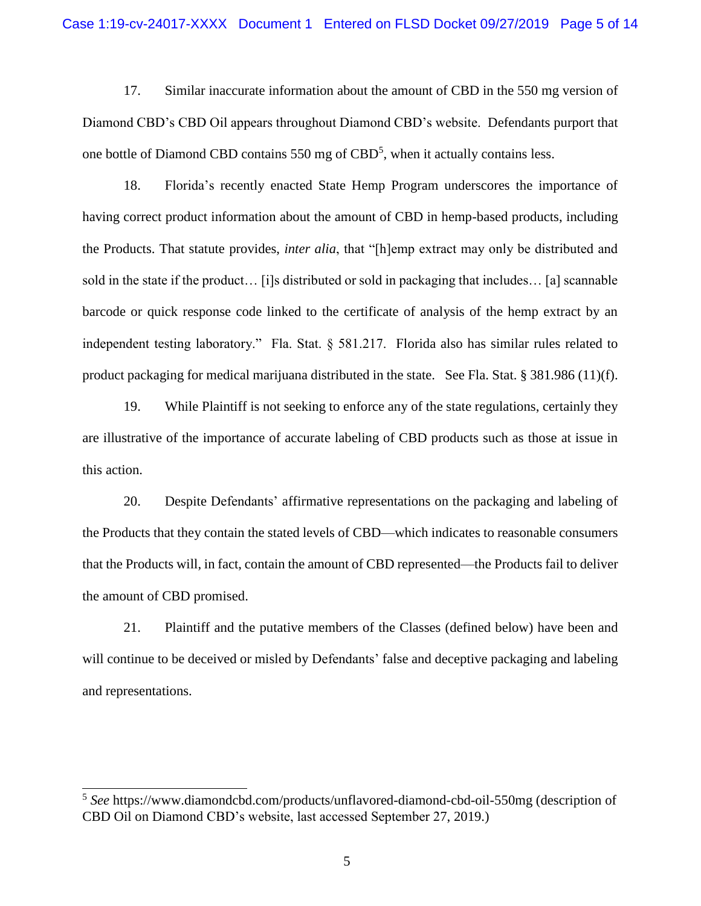17. Similar inaccurate information about the amount of CBD in the 550 mg version of Diamond CBD's CBD Oil appears throughout Diamond CBD's website. Defendants purport that one bottle of Diamond CBD contains 550 mg of CBD[5], when it actually contains less.

18. Florida's recently enacted State Hemp Program underscores the importance of having correct product information about the amount of CBD in hemp-based products, including the Products. That statute provides, *inter alia*, that "[h]emp extract may only be distributed and sold in the state if the product… [i]s distributed or sold in packaging that includes… [a] scannable barcode or quick response code linked to the certificate of analysis of the hemp extract by an independent testing laboratory." Fla. Stat. § 581.217. Florida also has similar rules related to product packaging for medical marijuana distributed in the state. See Fla. Stat. § 381.986 (11)(f).

19. While Plaintiff is not seeking to enforce any of the state regulations, certainly they are illustrative of the importance of accurate labeling of CBD products such as those at issue in this action.

20. Despite Defendants' affirmative representations on the packaging and labeling of the Products that they contain the stated levels of CBD—which indicates to reasonable consumers that the Products will, in fact, contain the amount of CBD represented—the Products fail to deliver the amount of CBD promised.

21. Plaintiff and the putative members of the Classes (defined below) have been and will continue to be deceived or misled by Defendants' false and deceptive packaging and labeling and representations.

---

[5] *See* https://www.diamondcbd.com/products/unflavored-diamond-cbd-oil-550mg (description of CBD Oil on Diamond CBD's website, last accessed September 27, 2019.)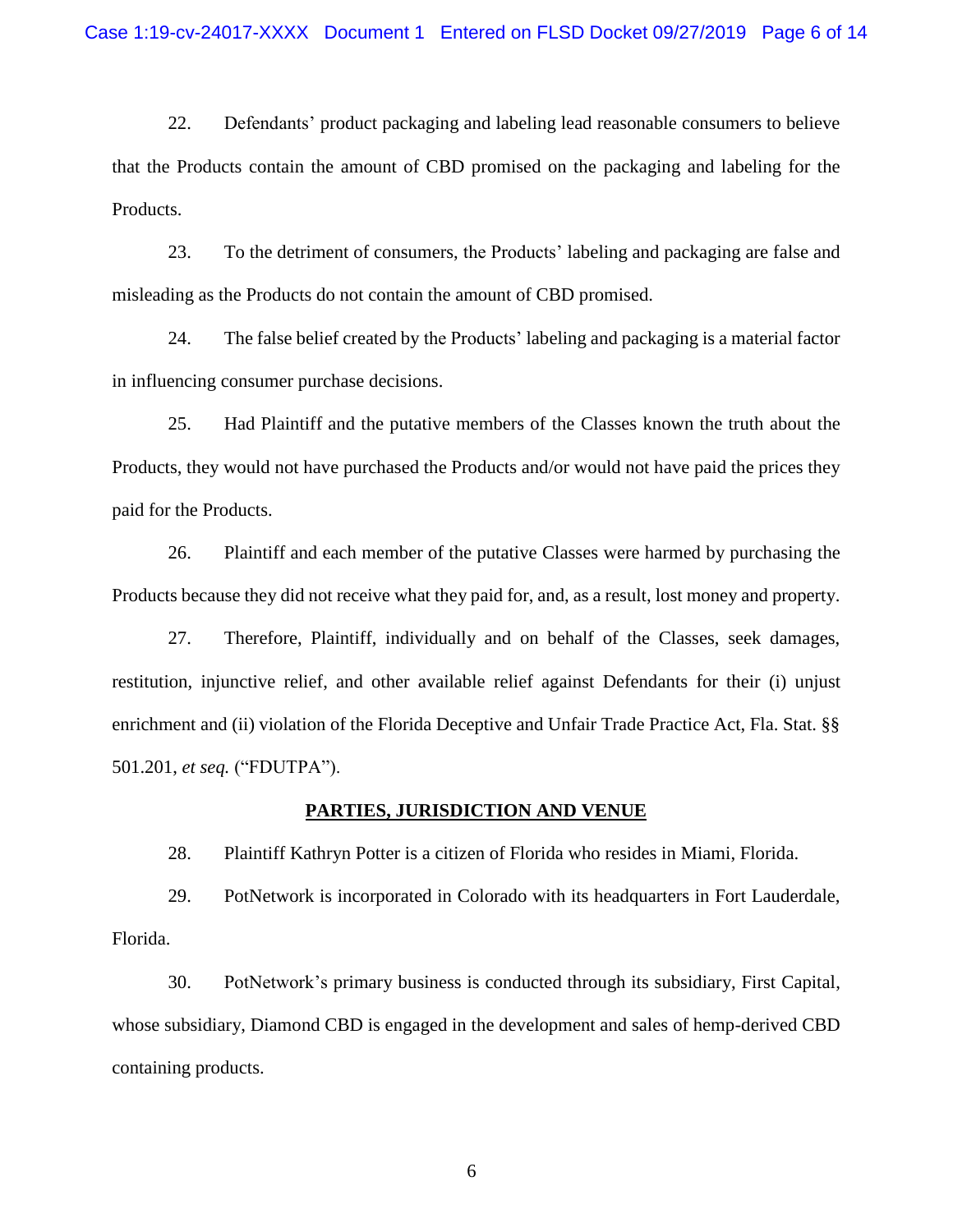22. Defendants' product packaging and labeling lead reasonable consumers to believe that the Products contain the amount of CBD promised on the packaging and labeling for the Products.

23. To the detriment of consumers, the Products' labeling and packaging are false and misleading as the Products do not contain the amount of CBD promised.

24. The false belief created by the Products' labeling and packaging is a material factor in influencing consumer purchase decisions.

25. Had Plaintiff and the putative members of the Classes known the truth about the Products, they would not have purchased the Products and/or would not have paid the prices they paid for the Products.

26. Plaintiff and each member of the putative Classes were harmed by purchasing the Products because they did not receive what they paid for, and, as a result, lost money and property.

27. Therefore, Plaintiff, individually and on behalf of the Classes, seek damages, restitution, injunctive relief, and other available relief against Defendants for their (i) unjust enrichment and (ii) violation of the Florida Deceptive and Unfair Trade Practice Act, Fla. Stat. §§ 501.201, *et seq.* ("FDUTPA").

## PARTIES, JURISDICTION AND VENUE

28. Plaintiff Kathryn Potter is a citizen of Florida who resides in Miami, Florida.

29. PotNetwork is incorporated in Colorado with its headquarters in Fort Lauderdale, Florida.

30. PotNetwork's primary business is conducted through its subsidiary, First Capital, whose subsidiary, Diamond CBD is engaged in the development and sales of hemp-derived CBD containing products.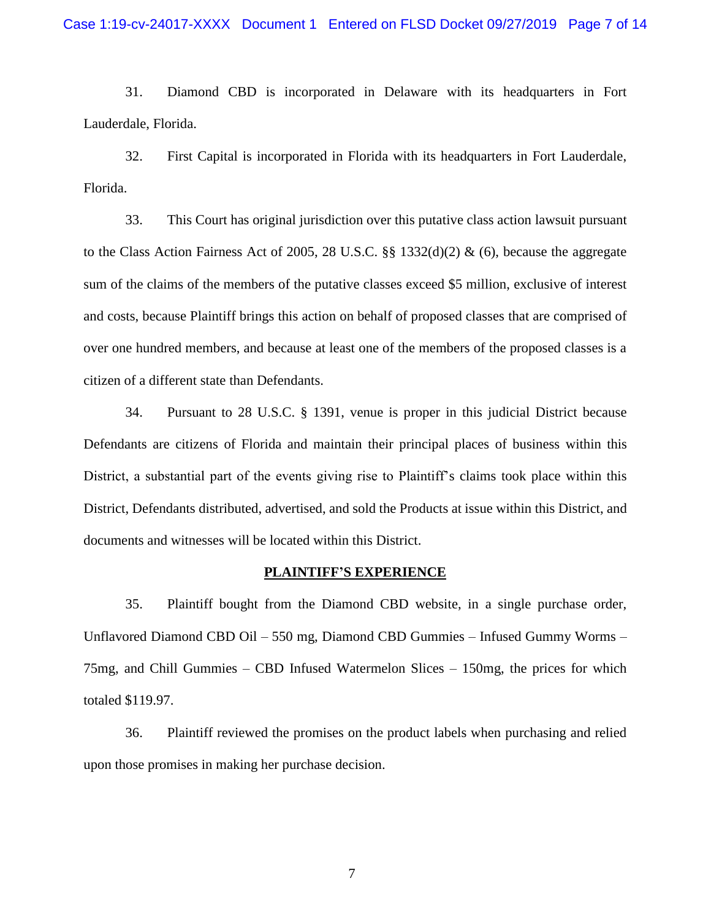31. Diamond CBD is incorporated in Delaware with its headquarters in Fort Lauderdale, Florida.

32. First Capital is incorporated in Florida with its headquarters in Fort Lauderdale, Florida.

33. This Court has original jurisdiction over this putative class action lawsuit pursuant to the Class Action Fairness Act of 2005, 28 U.S.C. §§ 1332(d)(2) & (6), because the aggregate sum of the claims of the members of the putative classes exceed $5 million, exclusive of interest and costs, because Plaintiff brings this action on behalf of proposed classes that are comprised of over one hundred members, and because at least one of the members of the proposed classes is a citizen of a different state than Defendants.

34. Pursuant to 28 U.S.C. § 1391, venue is proper in this judicial District because Defendants are citizens of Florida and maintain their principal places of business within this District, a substantial part of the events giving rise to Plaintiff's claims took place within this District, Defendants distributed, advertised, and sold the Products at issue within this District, and documents and witnesses will be located within this District.

## PLAINTIFF'S EXPERIENCE

35. Plaintiff bought from the Diamond CBD website, in a single purchase order, Unflavored Diamond CBD Oil – 550 mg, Diamond CBD Gummies – Infused Gummy Worms – 75mg, and Chill Gummies – CBD Infused Watermelon Slices – 150mg, the prices for which totaled $119.97.

36. Plaintiff reviewed the promises on the product labels when purchasing and relied upon those promises in making her purchase decision.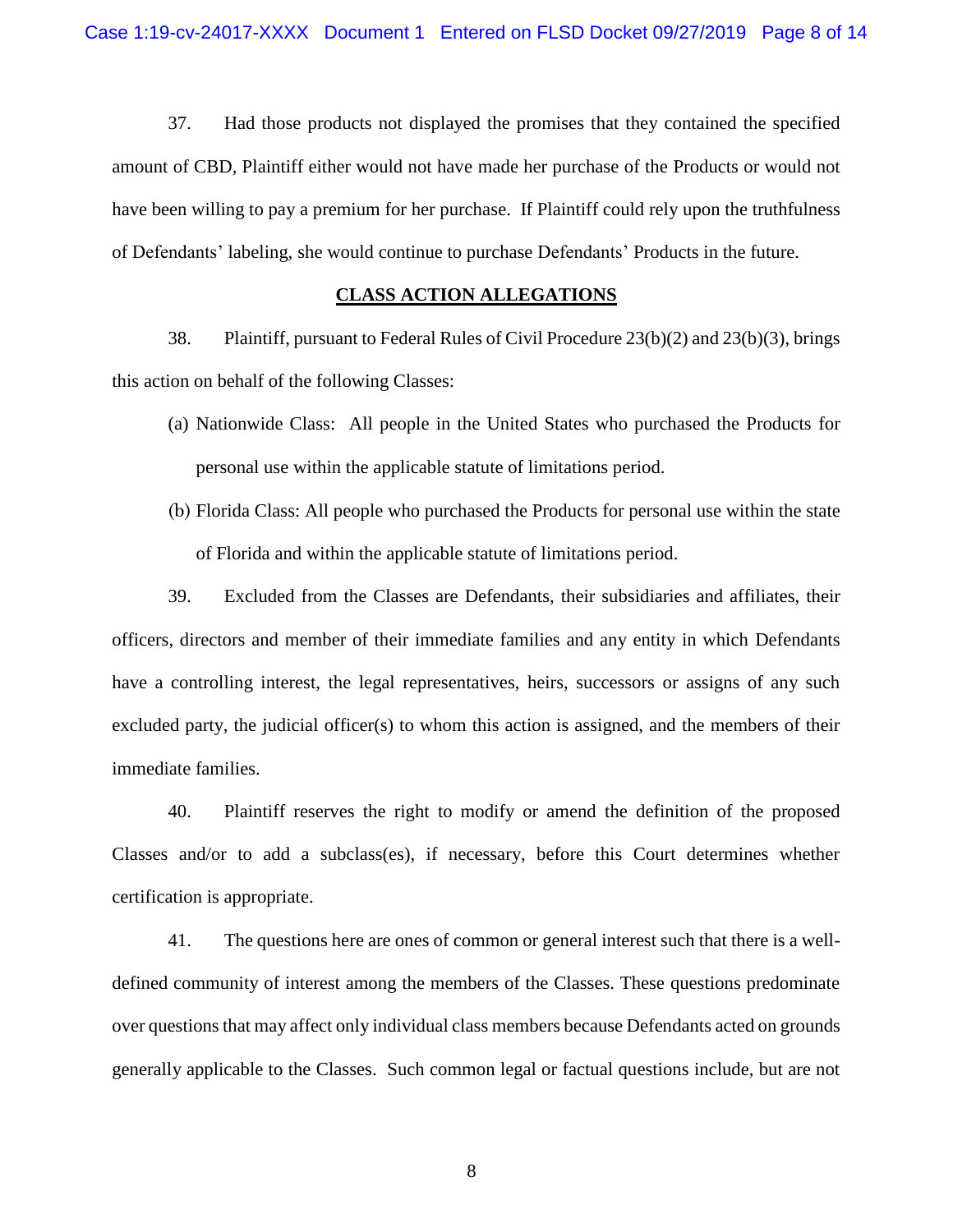37. Had those products not displayed the promises that they contained the specified amount of CBD, Plaintiff either would not have made her purchase of the Products or would not have been willing to pay a premium for her purchase. If Plaintiff could rely upon the truthfulness of Defendants' labeling, she would continue to purchase Defendants' Products in the future.

## CLASS ACTION ALLEGATIONS

38. Plaintiff, pursuant to Federal Rules of Civil Procedure 23(b)(2) and 23(b)(3), brings this action on behalf of the following Classes:

(a) Nationwide Class: All people in the United States who purchased the Products for personal use within the applicable statute of limitations period.

(b) Florida Class: All people who purchased the Products for personal use within the state of Florida and within the applicable statute of limitations period.

39. Excluded from the Classes are Defendants, their subsidiaries and affiliates, their officers, directors and member of their immediate families and any entity in which Defendants have a controlling interest, the legal representatives, heirs, successors or assigns of any such excluded party, the judicial officer(s) to whom this action is assigned, and the members of their immediate families.

40. Plaintiff reserves the right to modify or amend the definition of the proposed Classes and/or to add a subclass(es), if necessary, before this Court determines whether certification is appropriate.

41. The questions here are ones of common or general interest such that there is a well-defined community of interest among the members of the Classes. These questions predominate over questions that may affect only individual class members because Defendants acted on grounds generally applicable to the Classes. Such common legal or factual questions include, but are not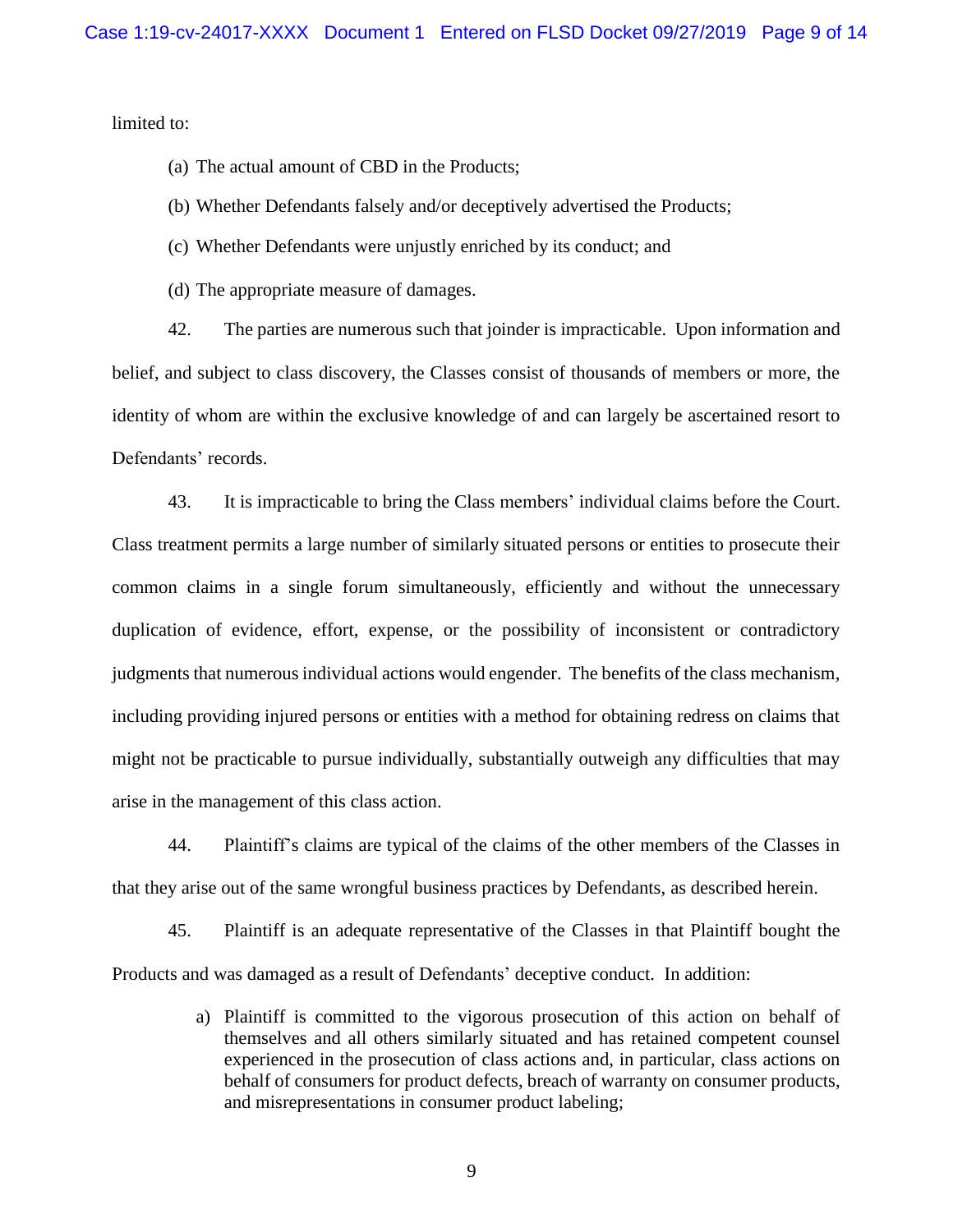limited to:

(a) The actual amount of CBD in the Products;

(b) Whether Defendants falsely and/or deceptively advertised the Products;

(c) Whether Defendants were unjustly enriched by its conduct; and

(d) The appropriate measure of damages.

42. The parties are numerous such that joinder is impracticable. Upon information and belief, and subject to class discovery, the Classes consist of thousands of members or more, the identity of whom are within the exclusive knowledge of and can largely be ascertained resort to Defendants' records.

43. It is impracticable to bring the Class members' individual claims before the Court. Class treatment permits a large number of similarly situated persons or entities to prosecute their common claims in a single forum simultaneously, efficiently and without the unnecessary duplication of evidence, effort, expense, or the possibility of inconsistent or contradictory judgments that numerous individual actions would engender. The benefits of the class mechanism, including providing injured persons or entities with a method for obtaining redress on claims that might not be practicable to pursue individually, substantially outweigh any difficulties that may arise in the management of this class action.

44. Plaintiff's claims are typical of the claims of the other members of the Classes in that they arise out of the same wrongful business practices by Defendants, as described herein.

45. Plaintiff is an adequate representative of the Classes in that Plaintiff bought the Products and was damaged as a result of Defendants' deceptive conduct. In addition:

a) Plaintiff is committed to the vigorous prosecution of this action on behalf of themselves and all others similarly situated and has retained competent counsel experienced in the prosecution of class actions and, in particular, class actions on behalf of consumers for product defects, breach of warranty on consumer products, and misrepresentations in consumer product labeling;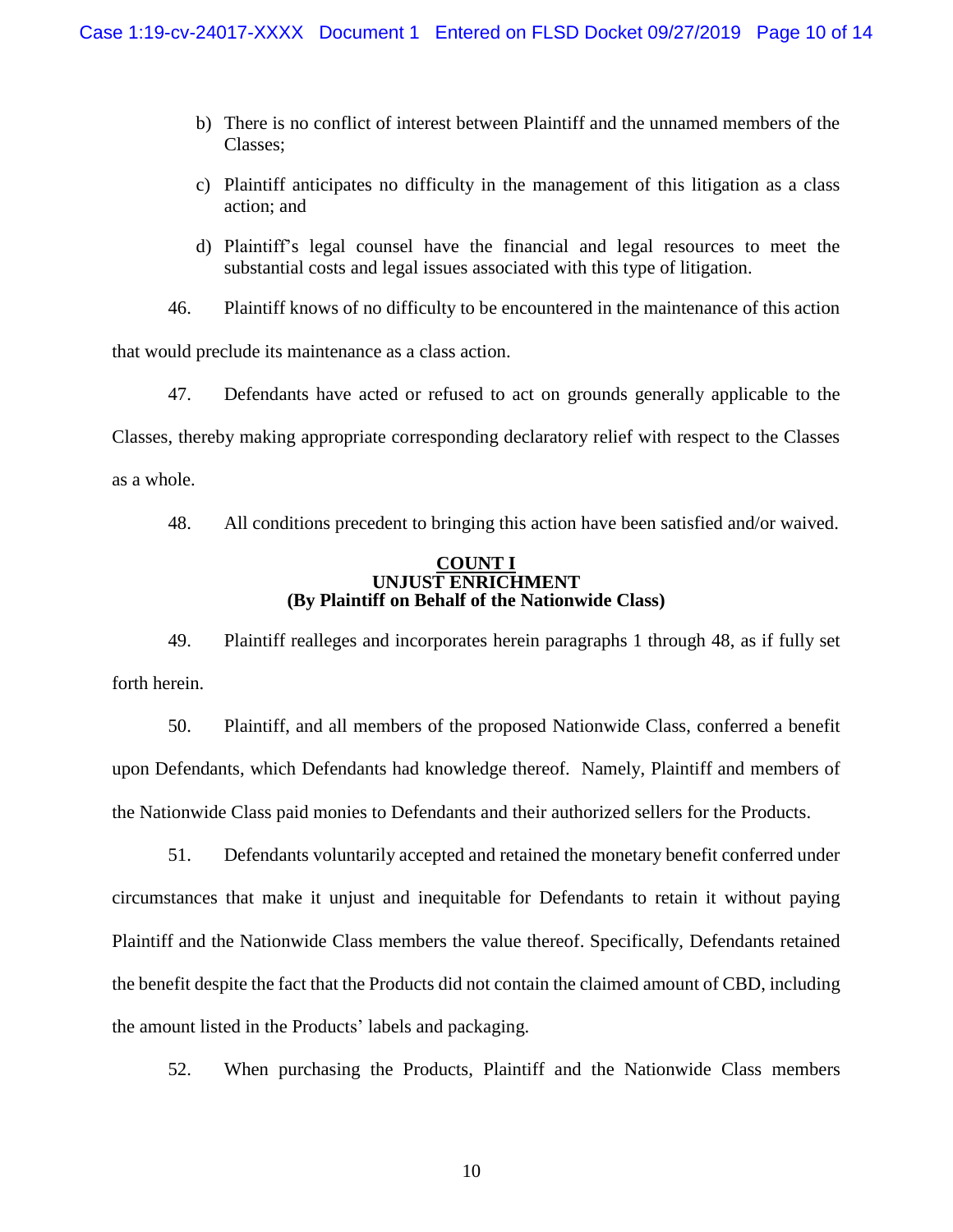b) There is no conflict of interest between Plaintiff and the unnamed members of the Classes;

c) Plaintiff anticipates no difficulty in the management of this litigation as a class action; and

d) Plaintiff's legal counsel have the financial and legal resources to meet the substantial costs and legal issues associated with this type of litigation.

46. Plaintiff knows of no difficulty to be encountered in the maintenance of this action that would preclude its maintenance as a class action.

47. Defendants have acted or refused to act on grounds generally applicable to the Classes, thereby making appropriate corresponding declaratory relief with respect to the Classes as a whole.

48. All conditions precedent to bringing this action have been satisfied and/or waived.

**COUNT I**
**UNJUST ENRICHMENT**
**(By Plaintiff on Behalf of the Nationwide Class)**

49. Plaintiff realleges and incorporates herein paragraphs 1 through 48, as if fully set forth herein.

50. Plaintiff, and all members of the proposed Nationwide Class, conferred a benefit upon Defendants, which Defendants had knowledge thereof. Namely, Plaintiff and members of the Nationwide Class paid monies to Defendants and their authorized sellers for the Products.

51. Defendants voluntarily accepted and retained the monetary benefit conferred under circumstances that make it unjust and inequitable for Defendants to retain it without paying Plaintiff and the Nationwide Class members the value thereof. Specifically, Defendants retained the benefit despite the fact that the Products did not contain the claimed amount of CBD, including the amount listed in the Products' labels and packaging.

52. When purchasing the Products, Plaintiff and the Nationwide Class members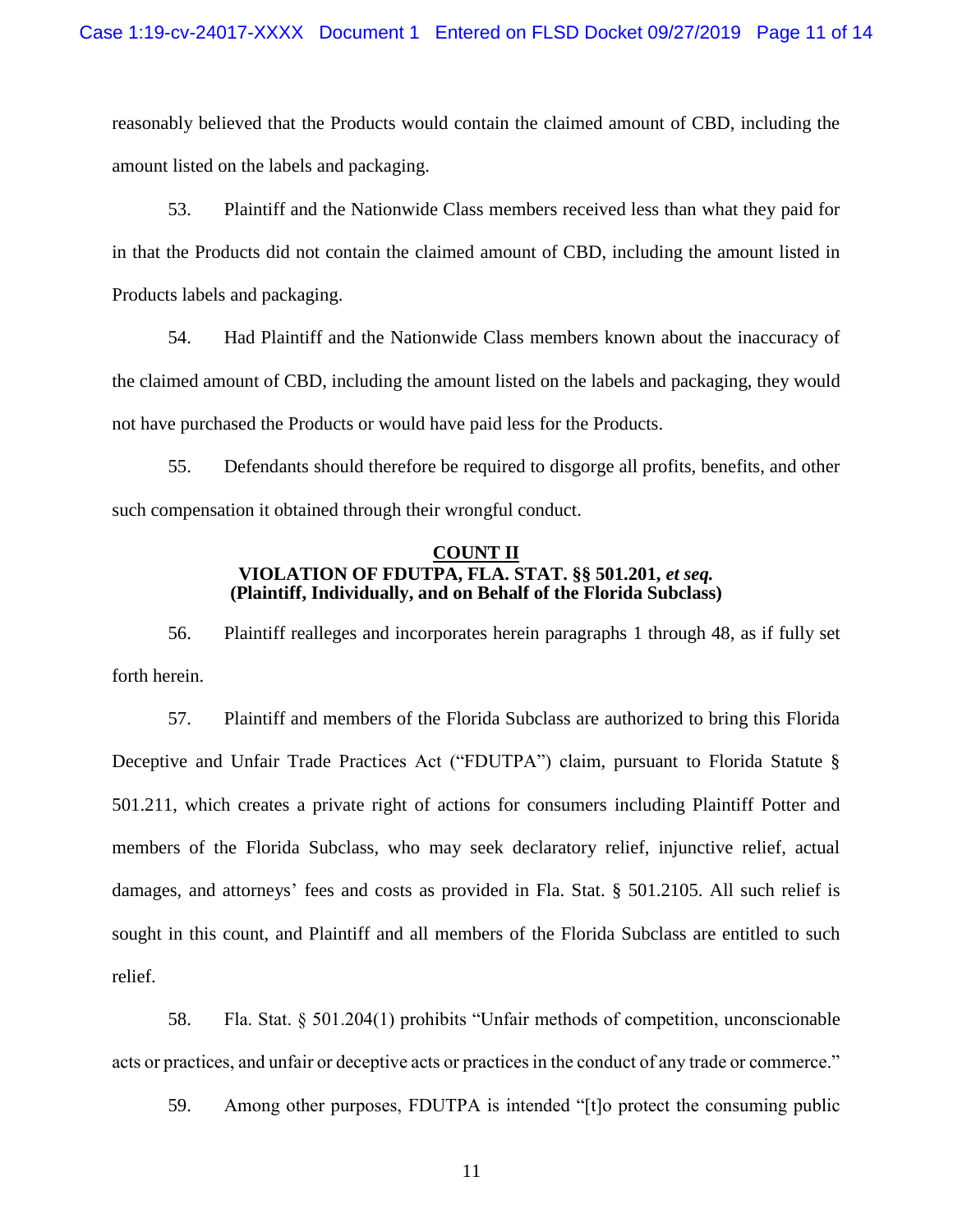reasonably believed that the Products would contain the claimed amount of CBD, including the amount listed on the labels and packaging.

53. Plaintiff and the Nationwide Class members received less than what they paid for in that the Products did not contain the claimed amount of CBD, including the amount listed in Products labels and packaging.

54. Had Plaintiff and the Nationwide Class members known about the inaccuracy of the claimed amount of CBD, including the amount listed on the labels and packaging, they would not have purchased the Products or would have paid less for the Products.

55. Defendants should therefore be required to disgorge all profits, benefits, and other such compensation it obtained through their wrongful conduct.

**COUNT II**
**VIOLATION OF FDUTPA, FLA. STAT. §§ 501.201, *et seq.***
**(Plaintiff, Individually, and on Behalf of the Florida Subclass)**

56. Plaintiff realleges and incorporates herein paragraphs 1 through 48, as if fully set forth herein.

57. Plaintiff and members of the Florida Subclass are authorized to bring this Florida Deceptive and Unfair Trade Practices Act ("FDUTPA") claim, pursuant to Florida Statute § 501.211, which creates a private right of actions for consumers including Plaintiff Potter and members of the Florida Subclass, who may seek declaratory relief, injunctive relief, actual damages, and attorneys' fees and costs as provided in Fla. Stat. § 501.2105. All such relief is sought in this count, and Plaintiff and all members of the Florida Subclass are entitled to such relief.

58. Fla. Stat. § 501.204(1) prohibits "Unfair methods of competition, unconscionable acts or practices, and unfair or deceptive acts or practices in the conduct of any trade or commerce."

59. Among other purposes, FDUTPA is intended "[t]o protect the consuming public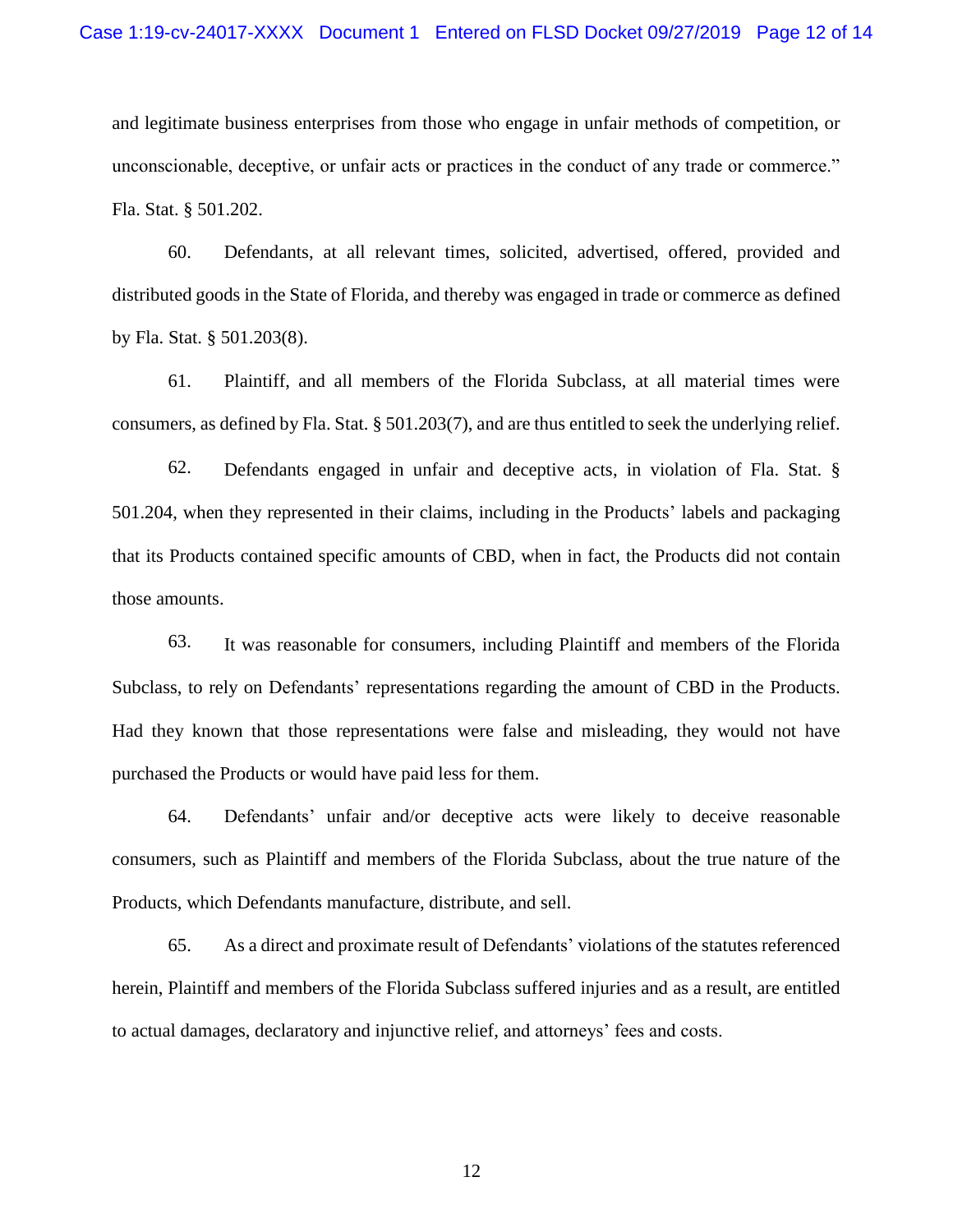and legitimate business enterprises from those who engage in unfair methods of competition, or unconscionable, deceptive, or unfair acts or practices in the conduct of any trade or commerce." Fla. Stat. § 501.202.

60. Defendants, at all relevant times, solicited, advertised, offered, provided and distributed goods in the State of Florida, and thereby was engaged in trade or commerce as defined by Fla. Stat. § 501.203(8).

61. Plaintiff, and all members of the Florida Subclass, at all material times were consumers, as defined by Fla. Stat. § 501.203(7), and are thus entitled to seek the underlying relief.

62. Defendants engaged in unfair and deceptive acts, in violation of Fla. Stat. § 501.204, when they represented in their claims, including in the Products' labels and packaging that its Products contained specific amounts of CBD, when in fact, the Products did not contain those amounts.

63. It was reasonable for consumers, including Plaintiff and members of the Florida Subclass, to rely on Defendants' representations regarding the amount of CBD in the Products. Had they known that those representations were false and misleading, they would not have purchased the Products or would have paid less for them.

64. Defendants' unfair and/or deceptive acts were likely to deceive reasonable consumers, such as Plaintiff and members of the Florida Subclass, about the true nature of the Products, which Defendants manufacture, distribute, and sell.

65. As a direct and proximate result of Defendants' violations of the statutes referenced herein, Plaintiff and members of the Florida Subclass suffered injuries and as a result, are entitled to actual damages, declaratory and injunctive relief, and attorneys' fees and costs.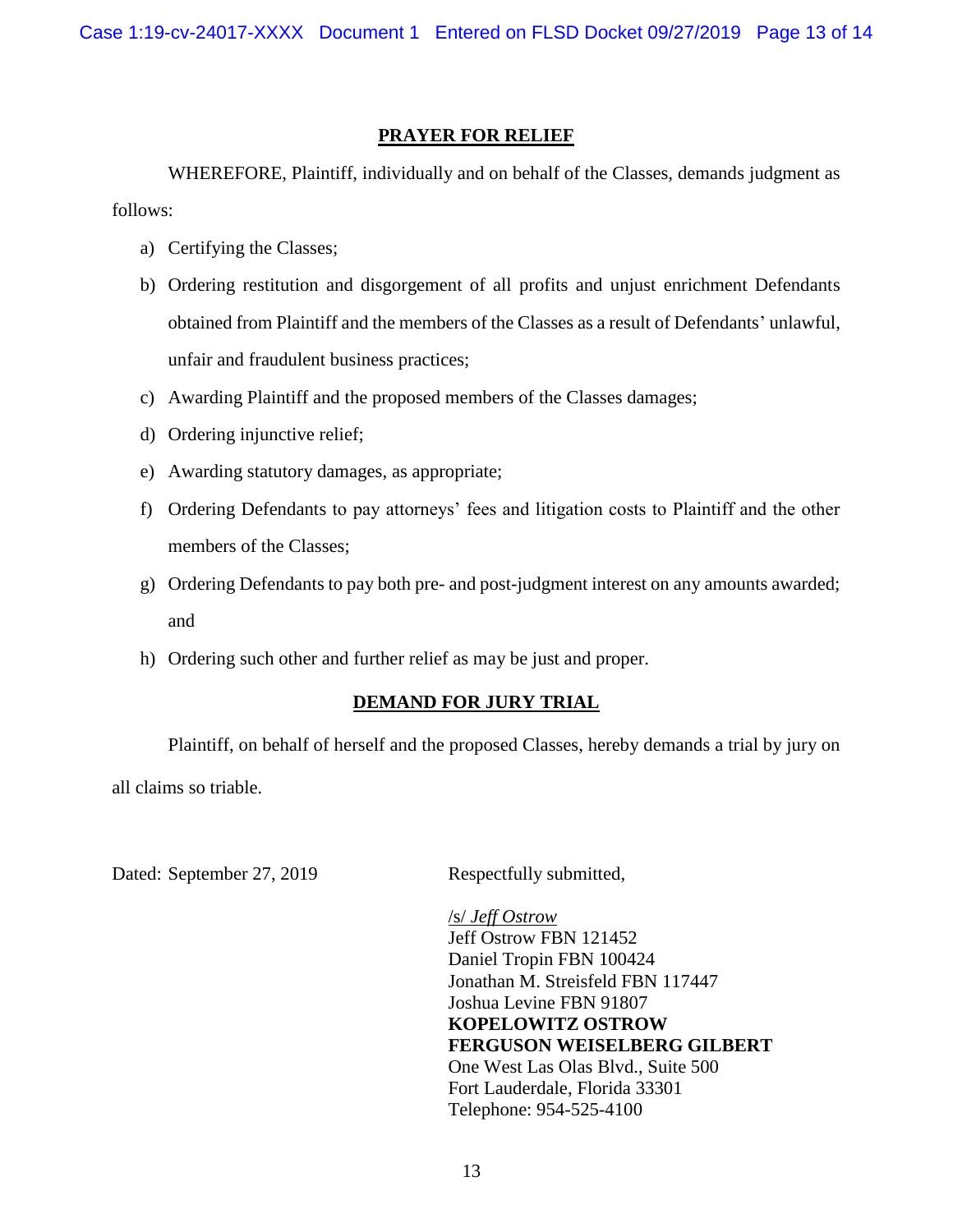## PRAYER FOR RELIEF

WHEREFORE, Plaintiff, individually and on behalf of the Classes, demands judgment as follows:

a) Certifying the Classes;

b) Ordering restitution and disgorgement of all profits and unjust enrichment Defendants obtained from Plaintiff and the members of the Classes as a result of Defendants' unlawful, unfair and fraudulent business practices;

c) Awarding Plaintiff and the proposed members of the Classes damages;

d) Ordering injunctive relief;

e) Awarding statutory damages, as appropriate;

f) Ordering Defendants to pay attorneys' fees and litigation costs to Plaintiff and the other members of the Classes;

g) Ordering Defendants to pay both pre- and post-judgment interest on any amounts awarded; and

h) Ordering such other and further relief as may be just and proper.

## DEMAND FOR JURY TRIAL

Plaintiff, on behalf of herself and the proposed Classes, hereby demands a trial by jury on all claims so triable.

Dated: September 27, 2019

Respectfully submitted,

/s/ *Jeff Ostrow*
Jeff Ostrow FBN 121452
Daniel Tropin FBN 100424
Jonathan M. Streisfeld FBN 117447
Joshua Levine FBN 91807
**KOPELOWITZ OSTROW FERGUSON WEISELBERG GILBERT**
One West Las Olas Blvd., Suite 500
Fort Lauderdale, Florida 33301
Telephone: 954-525-4100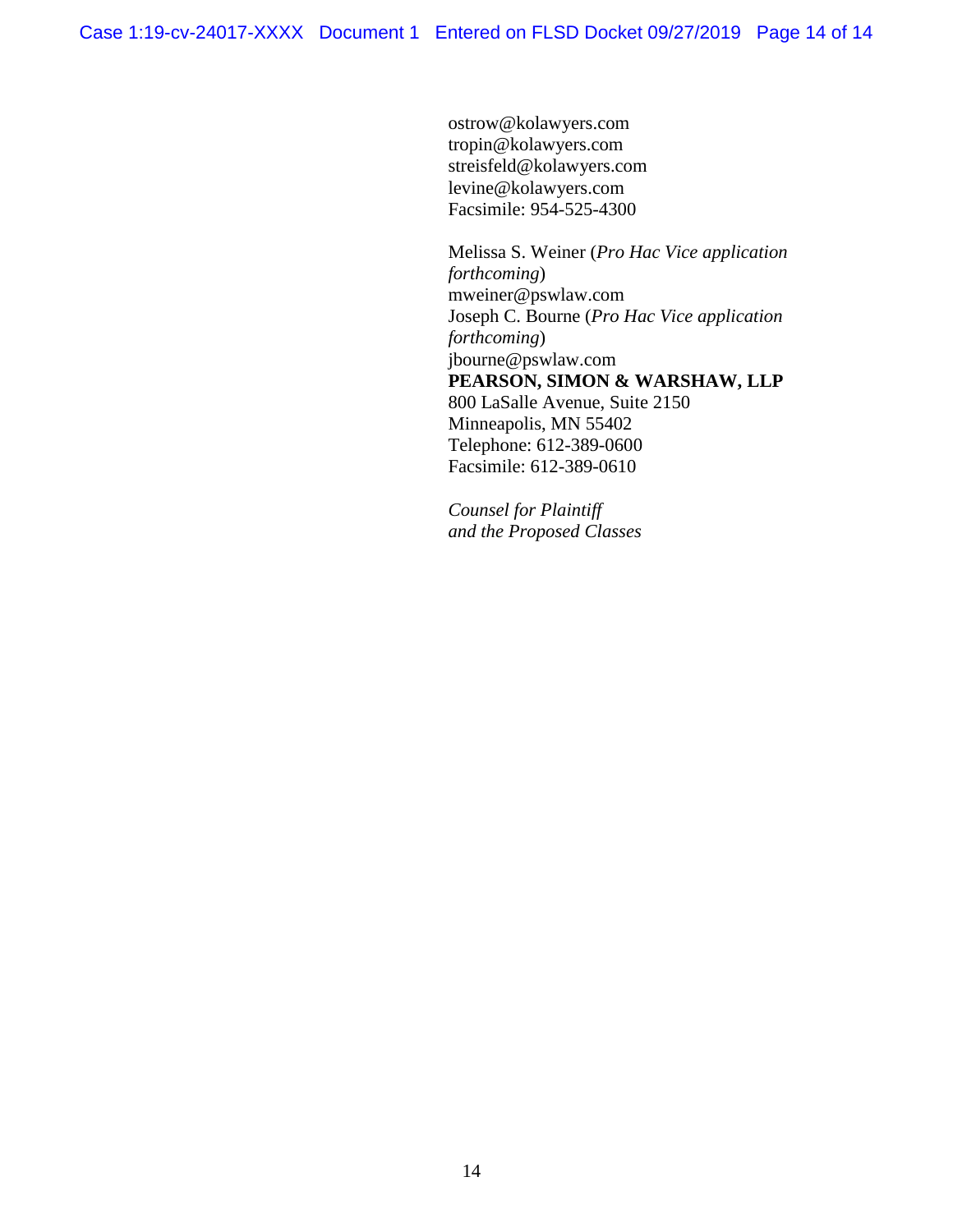ostrow@kolawyers.com
tropin@kolawyers.com
streisfeld@kolawyers.com
levine@kolawyers.com
Facsimile: 954-525-4300

Melissa S. Weiner (*Pro Hac Vice application forthcoming*)
mweiner@pswlaw.com
Joseph C. Bourne (*Pro Hac Vice application forthcoming*)
jbourne@pswlaw.com
**PEARSON, SIMON & WARSHAW, LLP**
800 LaSalle Avenue, Suite 2150
Minneapolis, MN 55402
Telephone: 612-389-0600
Facsimile: 612-389-0610

*Counsel for Plaintiff and the Proposed Classes*